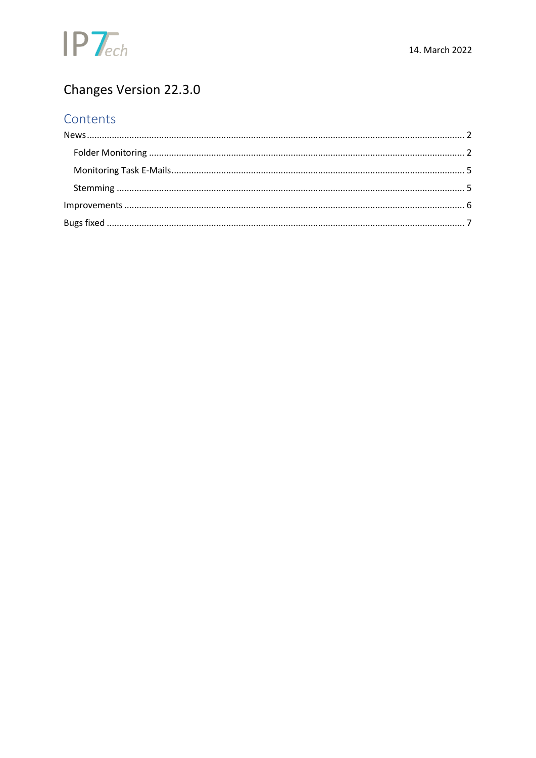IP7ech

14. March 2022

# Changes Version 22.3.0

## Contents

News ........................................................................................................................................ 2

- Folder Monitoring ................................................................................................................ 2
- Monitoring Task E-Mails ....................................................................................................... 5
- Stemming ............................................................................................................................. 5

Improvements ........................................................................................................................... 6

Bugs fixed .................................................................................................................................. 7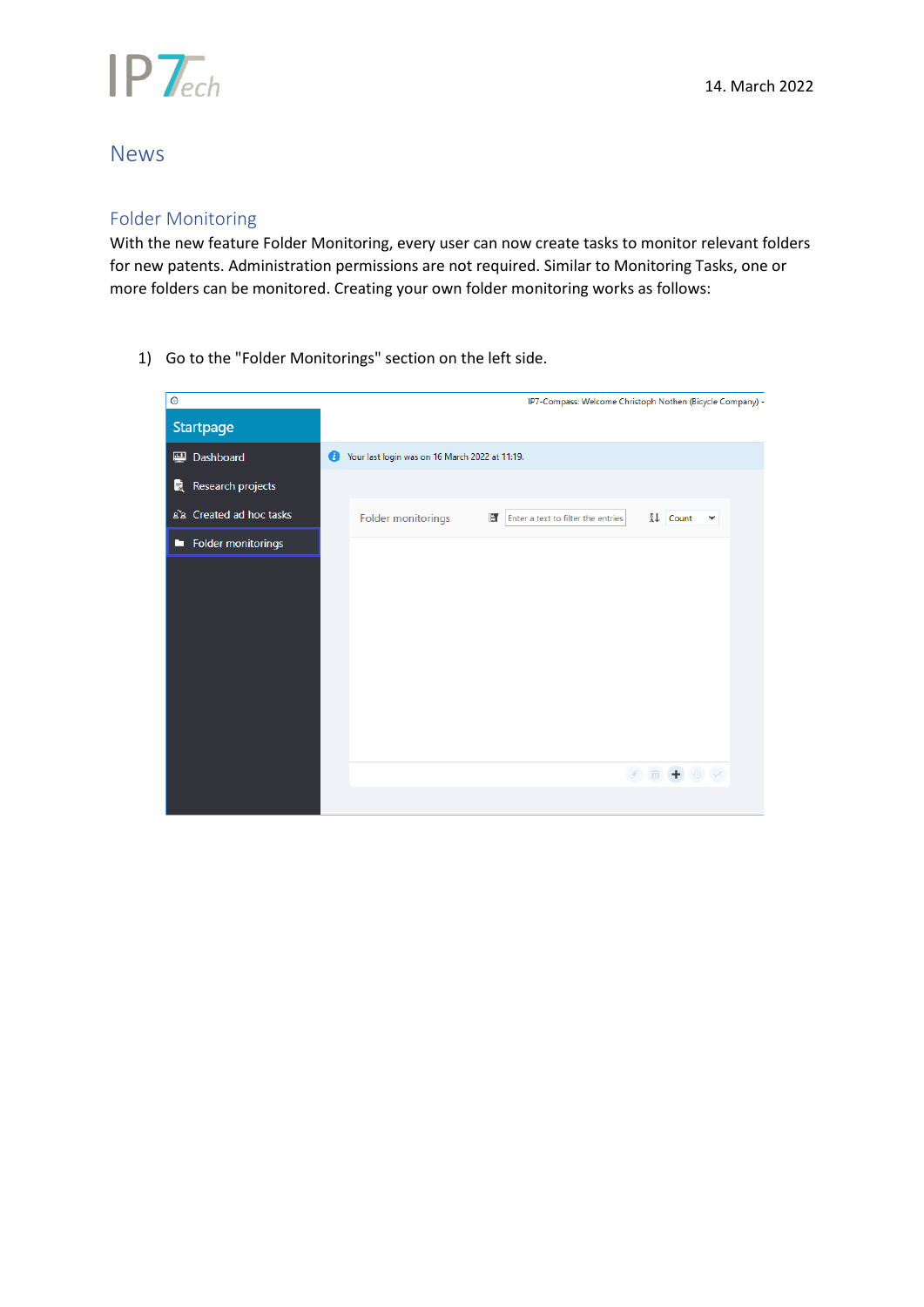14. March 2022

# News

## Folder Monitoring

With the new feature Folder Monitoring, every user can now create tasks to monitor relevant folders for new patents. Administration permissions are not required. Similar to Monitoring Tasks, one or more folders can be monitored. Creating your own folder monitoring works as follows:

1) Go to the "Folder Monitorings" section on the left side.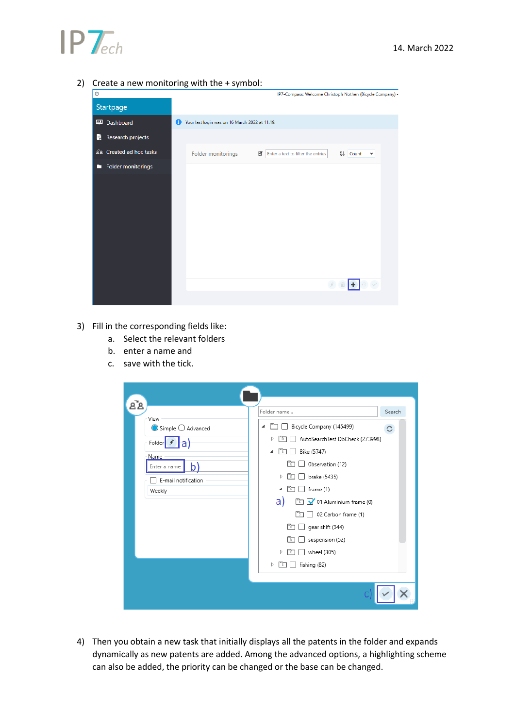2) Create a new monitoring with the + symbol:

3) Fill in the corresponding fields like:
   a. Select the relevant folders
   b. enter a name and
   c. save with the tick.

4) Then you obtain a new task that initially displays all the patents in the folder and expands dynamically as new patents are added. Among the advanced options, a highlighting scheme can also be added, the priority can be changed or the base can be changed.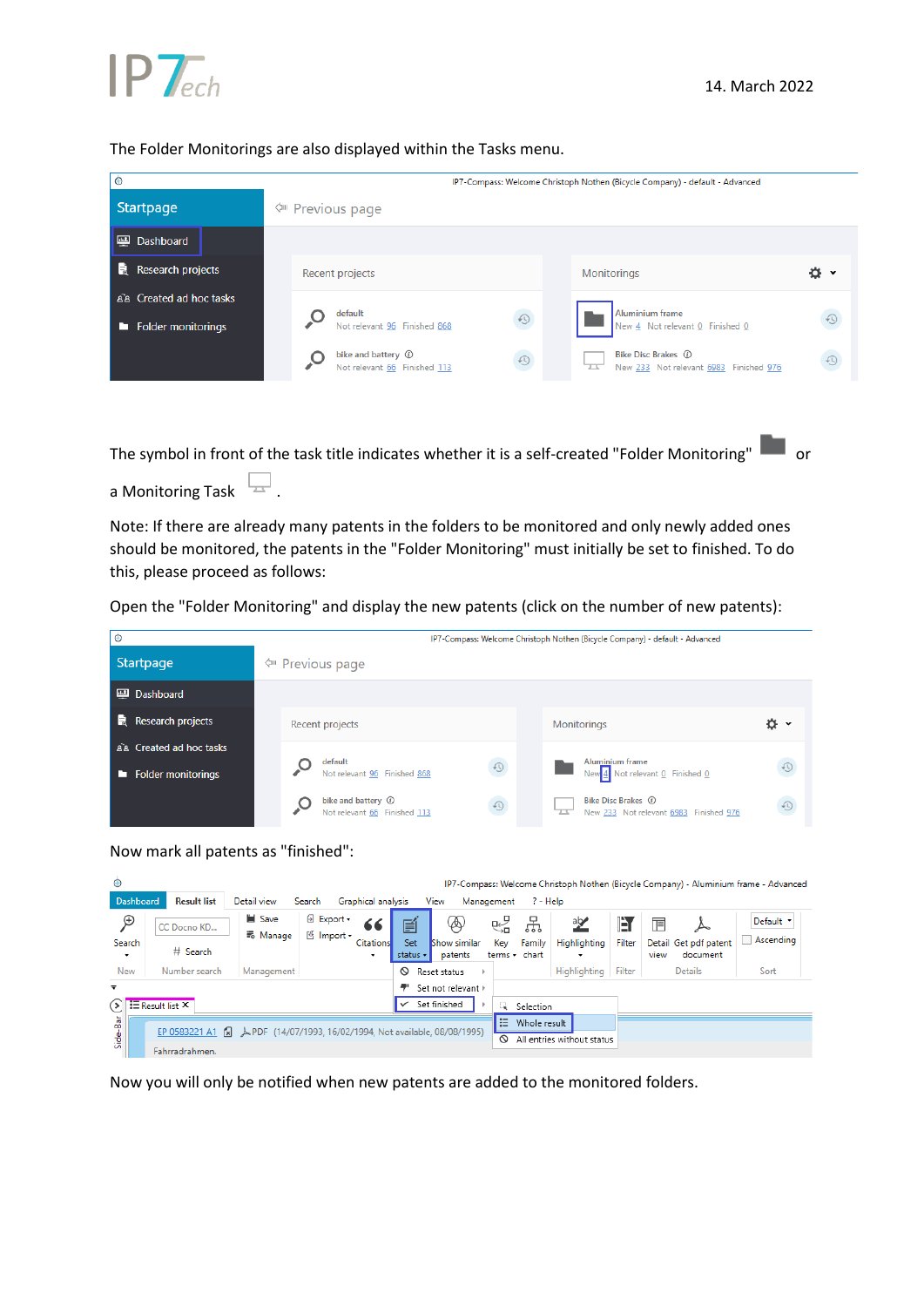The Folder Monitorings are also displayed within the Tasks menu.

The symbol in front of the task title indicates whether it is a self-created "Folder Monitoring" or a Monitoring Task .

Note: If there are already many patents in the folders to be monitored and only newly added ones should be monitored, the patents in the "Folder Monitoring" must initially be set to finished. To do this, please proceed as follows:

Open the "Folder Monitoring" and display the new patents (click on the number of new patents):

Now mark all patents as "finished":

Now you will only be notified when new patents are added to the monitored folders.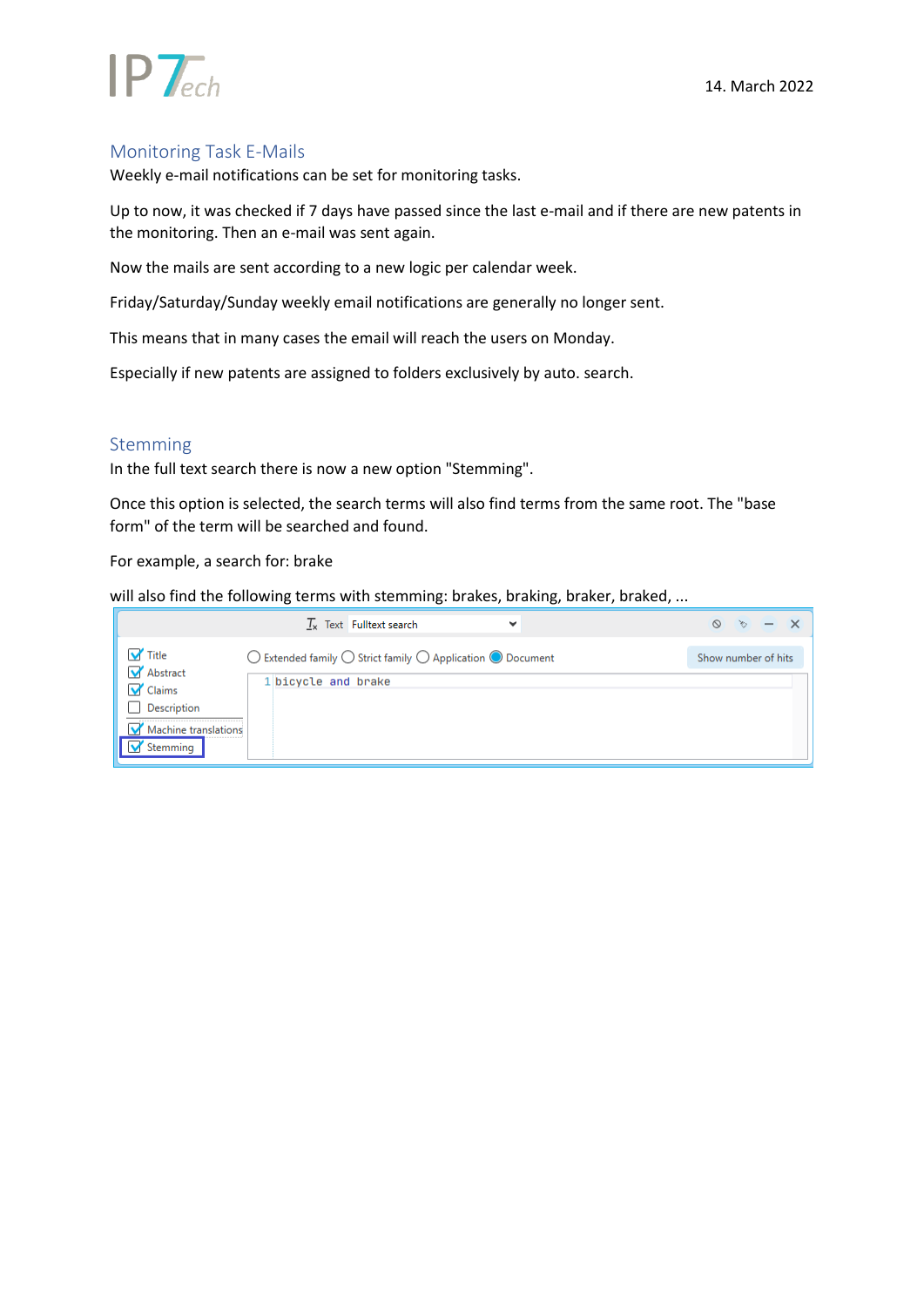## Monitoring Task E-Mails

Weekly e-mail notifications can be set for monitoring tasks.

Up to now, it was checked if 7 days have passed since the last e-mail and if there are new patents in the monitoring. Then an e-mail was sent again.

Now the mails are sent according to a new logic per calendar week.

Friday/Saturday/Sunday weekly email notifications are generally no longer sent.

This means that in many cases the email will reach the users on Monday.

Especially if new patents are assigned to folders exclusively by auto. search.

## Stemming

In the full text search there is now a new option "Stemming".

Once this option is selected, the search terms will also find terms from the same root. The "base form" of the term will be searched and found.

For example, a search for: brake

will also find the following terms with stemming: brakes, braking, braker, braked, ...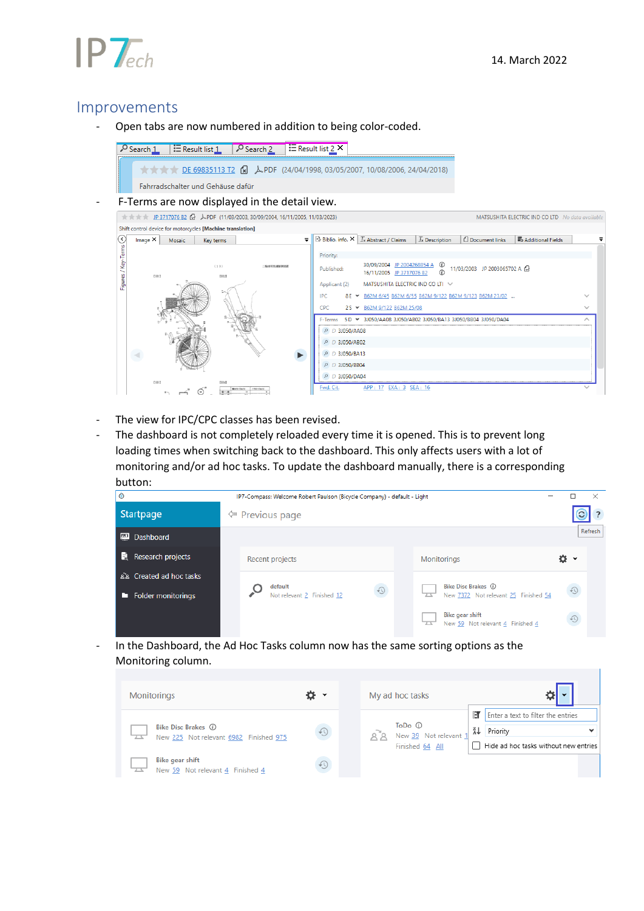## Improvements

- Open tabs are now numbered in addition to being color-coded.
- F-Terms are now displayed in the detail view.
- The view for IPC/CPC classes has been revised.
- The dashboard is not completely reloaded every time it is opened. This is to prevent long loading times when switching back to the dashboard. This only affects users with a lot of monitoring and/or ad hoc tasks. To update the dashboard manually, there is a corresponding button:
- In the Dashboard, the Ad Hoc Tasks column now has the same sorting options as the Monitoring column.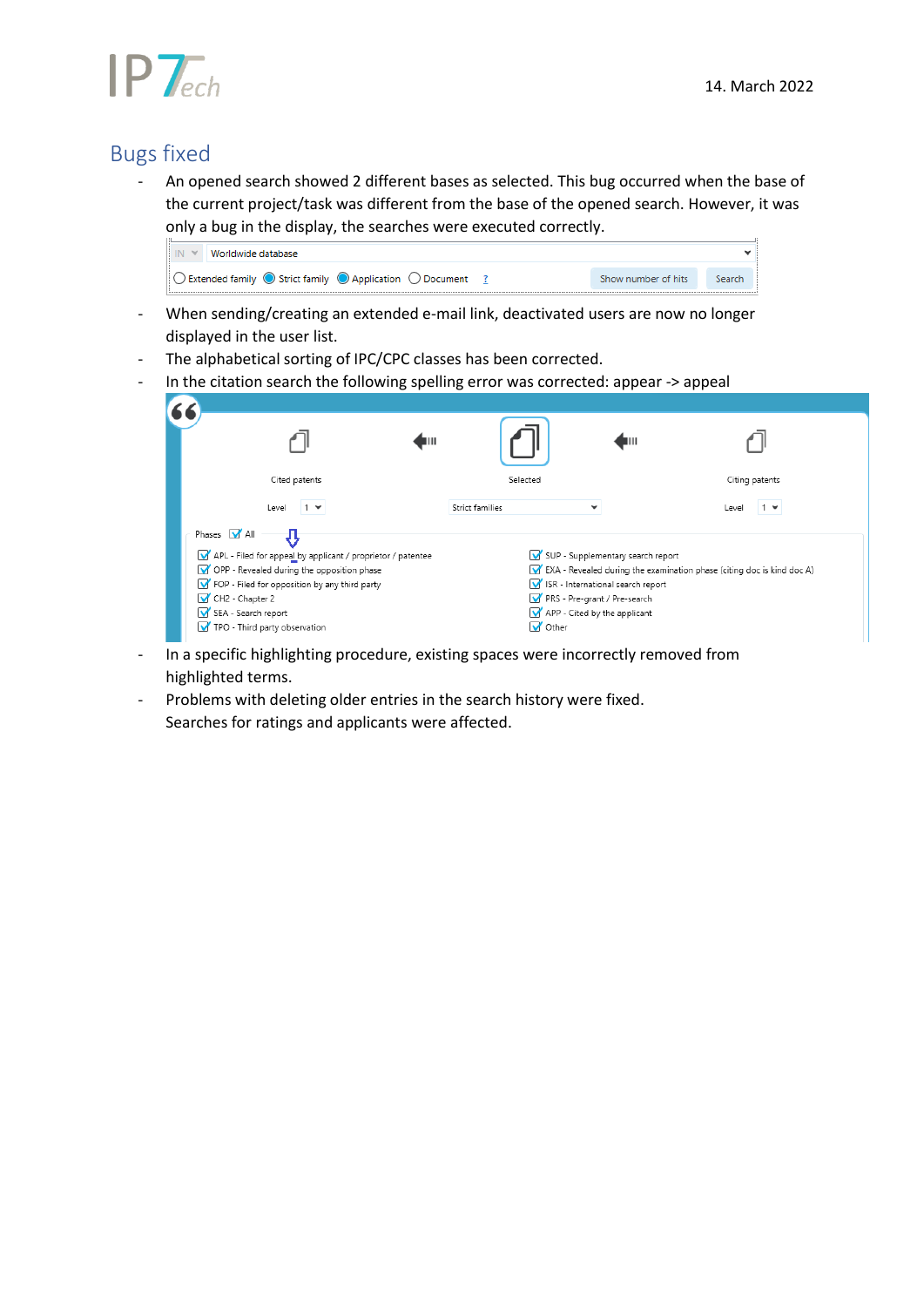14. March 2022

## Bugs fixed

- An opened search showed 2 different bases as selected. This bug occurred when the base of the current project/task was different from the base of the opened search. However, it was only a bug in the display, the searches were executed correctly.
- When sending/creating an extended e-mail link, deactivated users are now no longer displayed in the user list.
- The alphabetical sorting of IPC/CPC classes has been corrected.
- In the citation search the following spelling error was corrected: appear -> appeal
- In a specific highlighting procedure, existing spaces were incorrectly removed from highlighted terms.
- Problems with deleting older entries in the search history were fixed. Searches for ratings and applicants were affected.